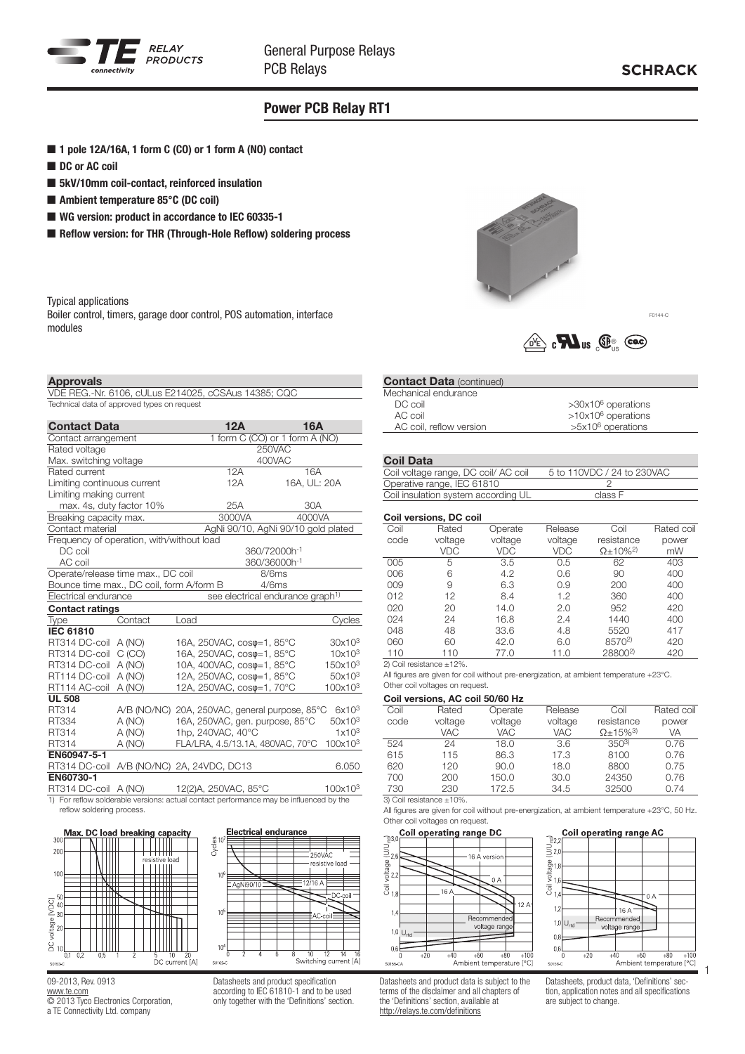# Power PCB Relay RT1

- **1 pole 12A/16A, 1 form C (CO) or 1 form A (NO) contact**
- **DC or AC coil**
- **5kV/10mm coil-contact, reinforced insulation**
- **Ambient temperature 85°C (DC coil)**
- **WG version: product in accordance to IEC 60335-1**
- **Reflow version: for THR (Through-Hole Reflow) soldering process**

Typical applications

Boiler control, timers, garage door control, POS automation, interface modules

F0144-C

## Approvals

VDE REG.-Nr. 6106, cULus E214025, cCSAus 14385; CQC

Technical data of approved types on request

## Contact Data

| Contact Data | 12A | 16A |
|---|---|---|
| Contact arrangement | 1 form C (CO) or 1 form A (NO) | |
| Rated voltage | 250VAC | |
| Max. switching voltage | 400VAC | |
| Rated current | 12A | 16A |
| Limiting continuous current | 12A | 16A, UL: 20A |
| Limiting making current max. 4s, duty factor 10% | 25A | 30A |
| Breaking capacity max. | 3000VA | 4000VA |
| Contact material | AgNi 90/10, AgNi 90/10 gold plated | |
| Frequency of operation, with/without load | | |
| DC coil | 360/72000h$^{-1}$ | |
| AC coil | 360/36000h$^{-1}$ | |
| Operate/release time max., DC coil | 8/6ms | |
| Bounce time max., DC coil, form A/form B | 4/6ms | |
| Electrical endurance | see electrical endurance graph[1] | |

### Contact ratings

| Type | Contact | Load | Cycles |
|---|---|---|---|
| **IEC 61810** | | | |
| RT314 DC-coil | A (NO) | 16A, 250VAC, cosφ=1, 85°C | 30x10$^3$ |
| RT314 DC-coil | C (CO) | 16A, 250VAC, cosφ=1, 85°C | 10x10$^3$ |
| RT314 DC-coil | A (NO) | 10A, 400VAC, cosφ=1, 85°C | 150x10$^3$ |
| RT114 DC-coil | A (NO) | 12A, 250VAC, cosφ=1, 85°C | 50x10$^3$ |
| RT114 AC-coil | A (NO) | 12A, 250VAC, cosφ=1, 70°C | 100x10$^3$ |
| **UL 508** | | | |
| RT314 | A/B (NO/NC) | 20A, 250VAC, general purpose, 85°C | 6x10$^3$ |
| RT334 | A (NO) | 16A, 250VAC, gen. purpose, 85°C | 50x10$^3$ |
| RT314 | A (NO) | 1hp, 240VAC, 40°C | 1x10$^3$ |
| RT314 | A (NO) | FLA/LRA, 4.5/13.1A, 480VAC, 70°C | 100x10$^3$ |
| **EN60947-5-1** | | | |
| RT314 DC-coil | A/B (NO/NC) | 2A, 24VDC, DC13 | 6.050 |
| **EN60730-1** | | | |
| RT314 DC-coil | A (NO) | 12(2)A, 250VAC, 85°C | 100x10$^3$ |

1) For reflow solderable versions: actual contact performance may be influenced by the reflow soldering process.

**Max. DC load breaking capacity** (DC voltage [VDC] vs. DC current [A]; resistive load) S0153-C

**Electrical endurance** (Cycles vs. Switching current [A]; 250VAC resistive load; AgNi90/10; 12/16 A; DC-coil; AC-coil) S0163-C

## Contact Data (continued)

| Mechanical endurance | |
|---|---|
| DC coil | >30x10$^6$ operations |
| AC coil | >10x10$^6$ operations |
| AC coil, reflow version | >5x10$^6$ operations |

## Coil Data

| Coil Data | |
|---|---|
| Coil voltage range, DC coil/ AC coil | 5 to 110VDC / 24 to 230VAC |
| Operative range, IEC 61810 | 2 |
| Coil insulation system according UL | class F |

### Coil versions, DC coil

| Coil code | Rated voltage VDC | Operate voltage VDC | Release voltage VDC | Coil resistance Ω±10%[2] | Rated coil power mW |
|---|---|---|---|---|---|
| 005 | 5 | 3.5 | 0.5 | 62 | 403 |
| 006 | 6 | 4.2 | 0.6 | 90 | 400 |
| 009 | 9 | 6.3 | 0.9 | 200 | 400 |
| 012 | 12 | 8.4 | 1.2 | 360 | 400 |
| 020 | 20 | 14.0 | 2.0 | 952 | 420 |
| 024 | 24 | 16.8 | 2.4 | 1440 | 400 |
| 048 | 48 | 33.6 | 4.8 | 5520 | 417 |
| 060 | 60 | 42.0 | 6.0 | 8570[2] | 420 |
| 110 | 110 | 77.0 | 11.0 | 28800[2] | 420 |

2) Coil resistance ±12%.

All figures are given for coil without pre-energization, at ambient temperature +23°C.
Other coil voltages on request.

### Coil versions, AC coil 50/60 Hz

| Coil code | Rated voltage VAC | Operate voltage VAC | Release voltage VAC | Coil resistance Ω±15%[3] | Rated coil power VA |
|---|---|---|---|---|---|
| 524 | 24 | 18.0 | 3.6 | 350[3] | 0.76 |
| 615 | 115 | 86.3 | 17.3 | 8100 | 0.76 |
| 620 | 120 | 90.0 | 18.0 | 8800 | 0.75 |
| 700 | 200 | 150.0 | 30.0 | 24350 | 0.76 |
| 730 | 230 | 172.5 | 34.5 | 32500 | 0.74 |

3) Coil resistance ±10%.

All figures are given for coil without pre-energization, at ambient temperature +23°C, 50 Hz.
Other coil voltages on request.

**Coil operating range DC** (Coil voltage ($U/U_{rtd}$) vs. Ambient temperature [°C]; 16 A version; 0 A; 16 A; 12 A; Recommended voltage range; $U_{rtd}$) S0158-CA

**Coil operating range AC** (Coil voltage ($U/U_{rtd}$) vs. Ambient temperature [°C]; 0 A; 16 A; Recommended voltage range; $U_{rtd}$) S0158-C

09-2013, Rev. 0913
www.te.com
© 2013 Tyco Electronics Corporation, a TE Connectivity Ltd. company

Datasheets and product specification according to IEC 61810-1 and to be used only together with the 'Definitions' section.

Datasheets and product data is subject to the terms of the disclaimer and all chapters of the 'Definitions' section, available at http://relays.te.com/definitions

Datasheets, product data, 'Definitions' section, application notes and all specifications are subject to change.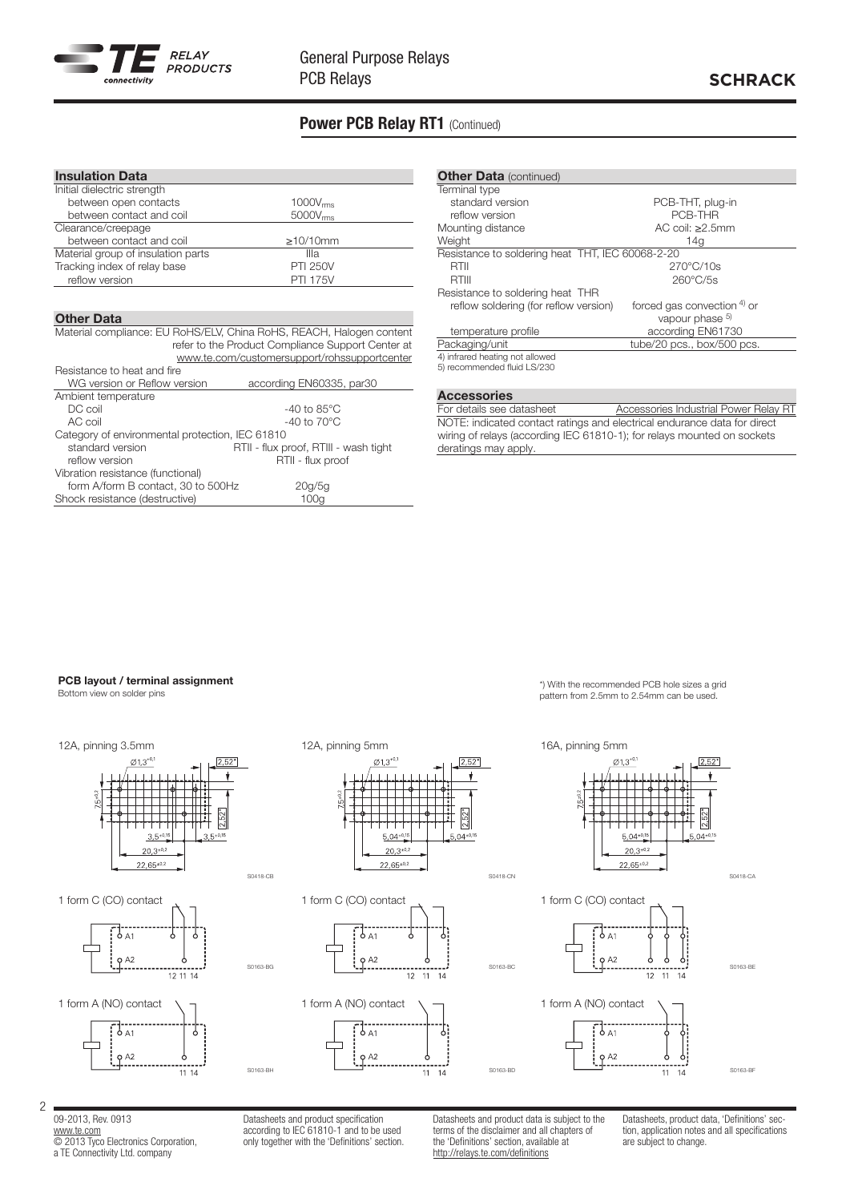## Power PCB Relay RT1 (Continued)

### Insulation Data

| Insulation Data | |
|---|---|
| Initial dielectric strength | |
| between open contacts | $1000V_{rms}$ |
| between contact and coil | $5000V_{rms}$ |
| Clearance/creepage | |
| between contact and coil | ≥10/10mm |
| Material group of insulation parts | IIIa |
| Tracking index of relay base | PTI 250V |
| reflow version | PTI 175V |

### Other Data

| Other Data | |
|---|---|
| Material compliance: EU RoHS/ELV, China RoHS, REACH, Halogen content | refer to the Product Compliance Support Center at www.te.com/customersupport/rohssupportcenter |
| Resistance to heat and fire | |
| WG version or Reflow version | according EN60335, par30 |
| Ambient temperature | |
| DC coil | -40 to 85°C |
| AC coil | -40 to 70°C |
| Category of environmental protection, IEC 61810 | |
| standard version | RTII - flux proof, RTIII - wash tight |
| reflow version | RTII - flux proof |
| Vibration resistance (functional) | |
| form A/form B contact, 30 to 500Hz | 20g/5g |
| Shock resistance (destructive) | 100g |

### Other Data (continued)

| Other Data (continued) | |
|---|---|
| Terminal type | |
| standard version | PCB-THT, plug-in |
| reflow version | PCB-THR |
| Mounting distance | AC coil: ≥2.5mm |
| Weight | 14g |
| Resistance to soldering heat THT, IEC 60068-2-20 | |
| RTII | 270°C/10s |
| RTIII | 260°C/5s |
| Resistance to soldering heat THR | |
| reflow soldering (for reflow version) | forced gas convection [4] or vapour phase [5] |
| temperature profile | according EN61730 |
| Packaging/unit | tube/20 pcs., box/500 pcs. |

4) infrared heating not allowed
5) recommended fluid LS/230

### Accessories

| Accessories | |
|---|---|
| For details see datasheet | Accessories Industrial Power Relay RT |

NOTE: indicated contact ratings and electrical endurance data for direct wiring of relays (according IEC 61810-1); for relays mounted on sockets deratings may apply.

### PCB layout / terminal assignment

Bottom view on solder pins

*) With the recommended PCB hole sizes a grid pattern from 2.5mm to 2.54mm can be used.

**12A, pinning 3.5mm** (S0418-CB)

Ø1,3$^{+0,1}$; 2,52*; 7,5$^{\pm0,2}$; 3,5$^{\pm0,15}$; 3,5$^{\pm0,15}$; 20,3$^{\pm0,2}$; 22,65$^{\pm0,2}$

1 form C (CO) contact (S0163-BG): A1, A2, 12 11 14

1 form A (NO) contact (S0163-BH): A1, A2, 11 14

**12A, pinning 5mm** (S0418-CN)

Ø1,3$^{+0,1}$; 2,52*; 7,5$^{\pm0,2}$; 5,04$^{\pm0,15}$; 5,04$^{\pm0,15}$; 20,3$^{\pm0,2}$; 22,65$^{\pm0,2}$

1 form C (CO) contact (S0163-BC): A1, A2, 12 11 14

1 form A (NO) contact (S0163-BD): A1, A2, 11 14

**16A, pinning 5mm** (S0418-CA)

Ø1,3$^{+0,1}$; 2,52*; 7,5$^{\pm0,2}$; 5,04$^{\pm0,15}$; 5,04$^{\pm0,15}$; 20,3$^{\pm0,2}$; 22,65$^{\pm0,2}$

1 form C (CO) contact (S0163-BE): A1, A2, 12 11 14

1 form A (NO) contact (S0163-BF): A1, A2, 11 14

09-2013, Rev. 0913
www.te.com
© 2013 Tyco Electronics Corporation, a TE Connectivity Ltd. company

Datasheets and product specification according to IEC 61810-1 and to be used only together with the 'Definitions' section.

Datasheets and product data is subject to the terms of the disclaimer and all chapters of the 'Definitions' section, available at http://relays.te.com/definitions

Datasheets, product data, 'Definitions' section, application notes and all specifications are subject to change.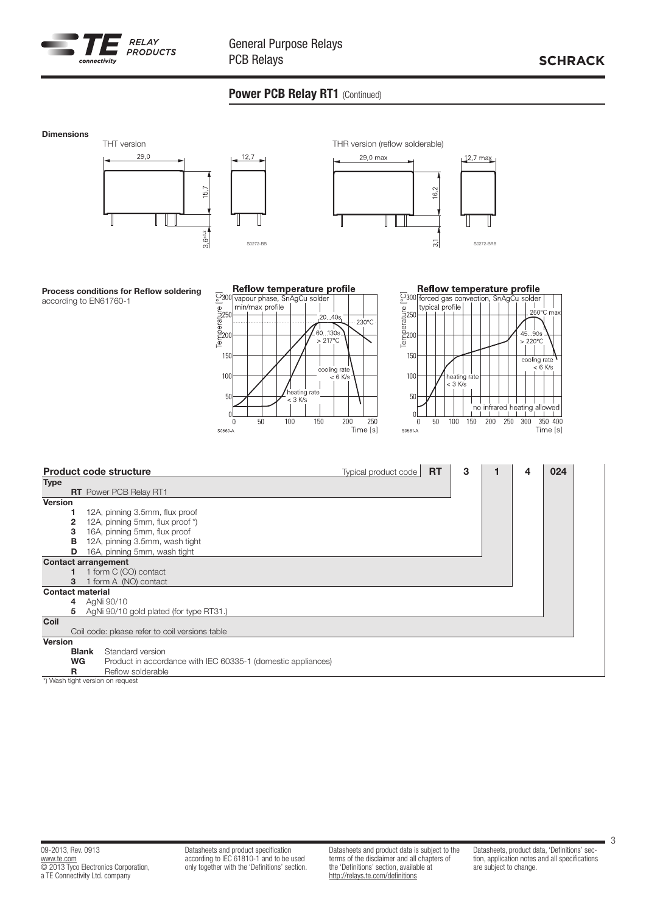## Power PCB Relay RT1 (Continued)

**Dimensions**

THT version

29,0

12,7

15,7

3,6$^{\pm0,2}$

S0272-BB

THR version (reflow solderable)

29,0 max

12,7 max

16,2

3,1

S0272-BRB

**Process conditions for Reflow soldering**
according to EN61760-1

**Reflow temperature profile**
vapour phase, SnAgCu solder
min/max profile

20...40s, 230°C, 60...130s > 217°C, cooling rate < 6 K/s, heating rate < 3 K/s

Temperature [°C] / Time [s]

S0560-A

**Reflow temperature profile**
forced gas convection, SnAgCu solder
typical profile

250°C max, 45...90s > 220°C, cooling rate < 6 K/s, heating rate < 3 K/s, no infrared heating allowed

Temperature [°C] / Time [s]

S0561-A

**Product code structure**

Typical product code: **RT 3 1 4 024**

**Type**
- **RT** Power PCB Relay RT1

**Version**
- **1** 12A, pinning 3.5mm, flux proof
- **2** 12A, pinning 5mm, flux proof *)
- **3** 16A, pinning 5mm, flux proof
- **B** 12A, pinning 3.5mm, wash tight
- **D** 16A, pinning 5mm, wash tight

**Contact arrangement**
- **1** 1 form C (CO) contact
- **3** 1 form A (NO) contact

**Contact material**
- **4** AgNi 90/10
- **5** AgNi 90/10 gold plated (for type RT31.)

**Coil**
- Coil code: please refer to coil versions table

**Version**
- **Blank** Standard version
- **WG** Product in accordance with IEC 60335-1 (domestic appliances)
- **R** Reflow solderable

*) Wash tight version on request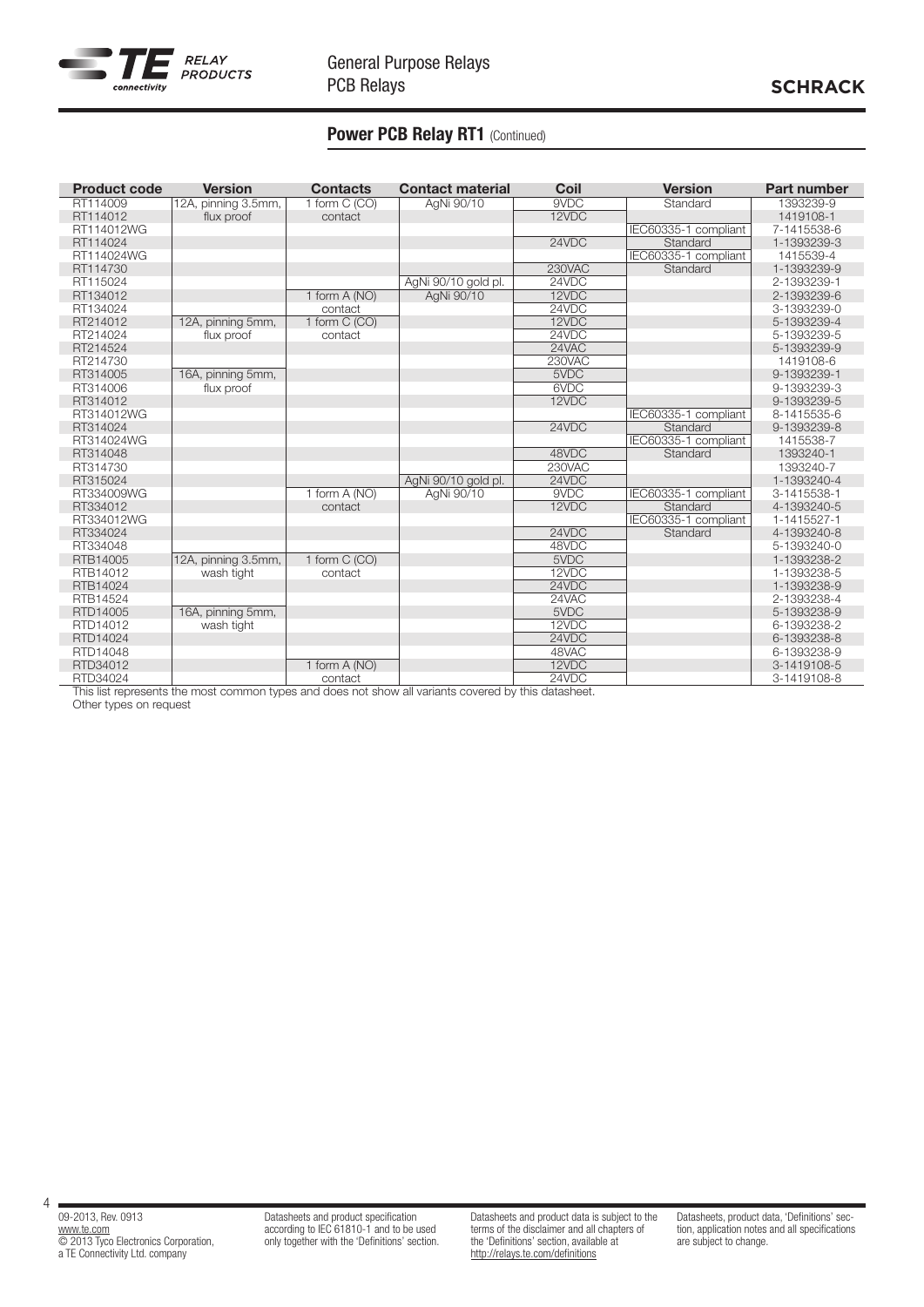## Power PCB Relay RT1 (Continued)

| Product code | Version | Contacts | Contact material | Coil | Version | Part number |
|---|---|---|---|---|---|---|
| RT114009 | 12A, pinning 3.5mm, | 1 form C (CO) | AgNi 90/10 | 9VDC | Standard | 1393239-9 |
| RT114012 | flux proof | contact | | 12VDC | | 1419108-1 |
| RT114012WG | | | | | IEC60335-1 compliant | 7-1415538-6 |
| RT114024 | | | | 24VDC | Standard | 1-1393239-3 |
| RT114024WG | | | | | IEC60335-1 compliant | 1415539-4 |
| RT114730 | | | | 230VAC | Standard | 1-1393239-9 |
| RT115024 | | | AgNi 90/10 gold pl. | 24VDC | | 2-1393239-1 |
| RT134012 | | 1 form A (NO) | AgNi 90/10 | 12VDC | | 2-1393239-6 |
| RT134024 | | contact | | 24VDC | | 3-1393239-0 |
| RT214012 | 12A, pinning 5mm, | 1 form C (CO) | | 12VDC | | 5-1393239-4 |
| RT214024 | flux proof | contact | | 24VDC | | 5-1393239-5 |
| RT214524 | | | | 24VAC | | 5-1393239-9 |
| RT214730 | | | | 230VAC | | 1419108-6 |
| RT314005 | 16A, pinning 5mm, | | | 5VDC | | 9-1393239-1 |
| RT314006 | flux proof | | | 6VDC | | 9-1393239-3 |
| RT314012 | | | | 12VDC | | 9-1393239-5 |
| RT314012WG | | | | | IEC60335-1 compliant | 8-1415535-6 |
| RT314024 | | | | 24VDC | Standard | 9-1393239-8 |
| RT314024WG | | | | | IEC60335-1 compliant | 1415538-7 |
| RT314048 | | | | 48VDC | Standard | 1393240-1 |
| RT314730 | | | | 230VAC | | 1393240-7 |
| RT315024 | | | AgNi 90/10 gold pl. | 24VDC | | 1-1393240-4 |
| RT334009WG | | 1 form A (NO) | AgNi 90/10 | 9VDC | IEC60335-1 compliant | 3-1415538-1 |
| RT334012 | | contact | | 12VDC | Standard | 4-1393240-5 |
| RT334012WG | | | | | IEC60335-1 compliant | 1-1415527-1 |
| RT334024 | | | | 24VDC | Standard | 4-1393240-8 |
| RT334048 | | | | 48VDC | | 5-1393240-0 |
| RTB14005 | 12A, pinning 3.5mm, | 1 form C (CO) | | 5VDC | | 1-1393238-2 |
| RTB14012 | wash tight | contact | | 12VDC | | 1-1393238-5 |
| RTB14024 | | | | 24VDC | | 1-1393238-9 |
| RTB14524 | | | | 24VAC | | 2-1393238-4 |
| RTD14005 | 16A, pinning 5mm, | | | 5VDC | | 5-1393238-9 |
| RTD14012 | wash tight | | | 12VDC | | 6-1393238-2 |
| RTD14024 | | | | 24VDC | | 6-1393238-8 |
| RTD14048 | | | | 48VAC | | 6-1393238-9 |
| RTD34012 | | 1 form A (NO) | | 12VDC | | 3-1419108-5 |
| RTD34024 | | contact | | 24VDC | | 3-1419108-8 |

This list represents the most common types and does not show all variants covered by this datasheet.
Other types on request

09-2013, Rev. 0913
www.te.com
© 2013 Tyco Electronics Corporation,
a TE Connectivity Ltd. company

Datasheets and product specification according to IEC 61810-1 and to be used only together with the 'Definitions' section.

Datasheets and product data is subject to the terms of the disclaimer and all chapters of the 'Definitions' section, available at http://relays.te.com/definitions

Datasheets, product data, 'Definitions' section, application notes and all specifications are subject to change.